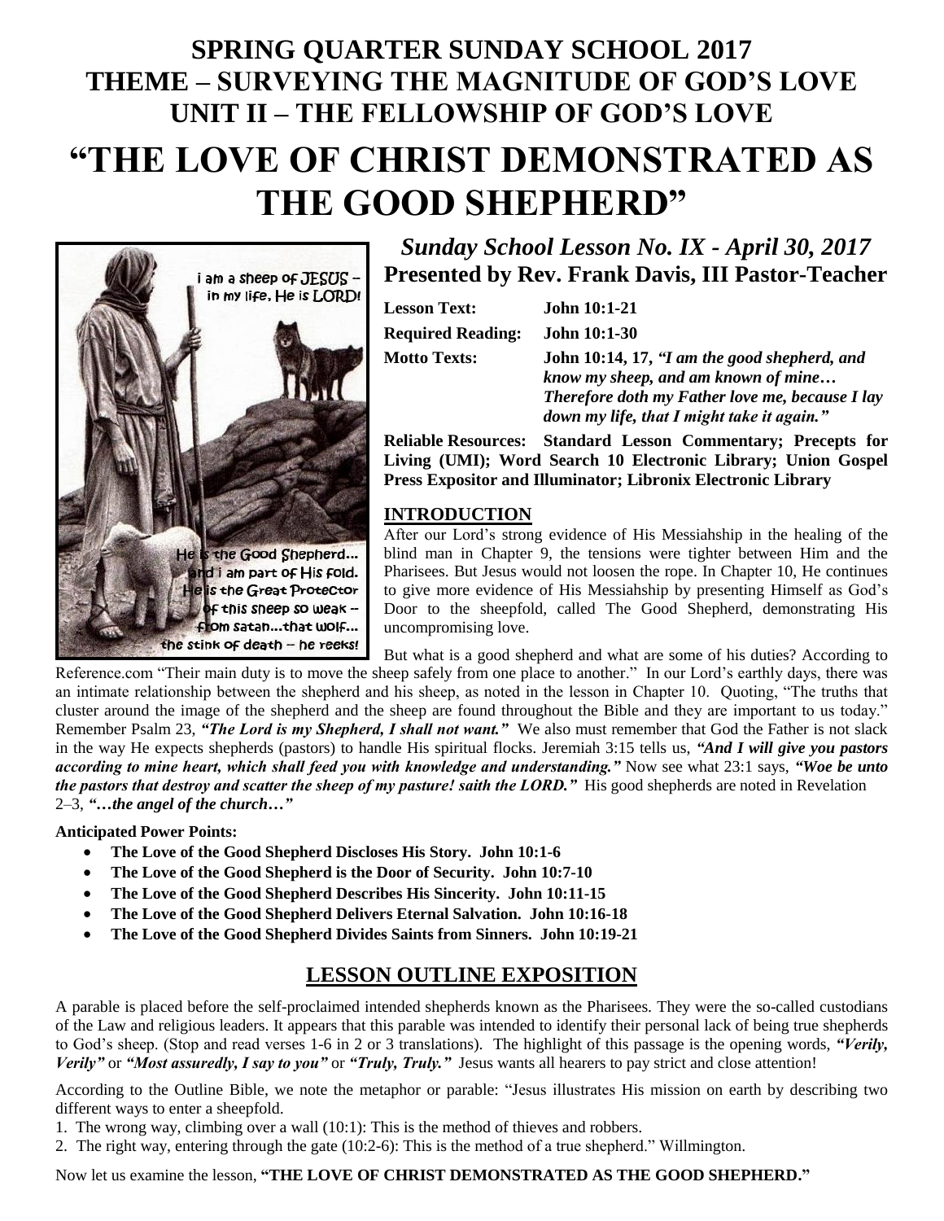# SPRING QUARTER SUNDAY SCHOOL 2017
## THEME – SURVEYING THE MAGNITUDE OF GOD'S LOVE
## UNIT II – THE FELLOWSHIP OF GOD'S LOVE

# "THE LOVE OF CHRIST DEMONSTRATED AS THE GOOD SHEPHERD"

### *Sunday School Lesson No. IX - April 30, 2017*
### Presented by Rev. Frank Davis, III Pastor-Teacher

**Lesson Text:** **John 10:1-21**

**Required Reading:** **John 10:1-30**

**Motto Texts:** **John 10:14, 17, *"I am the good shepherd, and know my sheep, and am known of mine… Therefore doth my Father love me, because I lay down my life, that I might take it again."***

**Reliable Resources: Standard Lesson Commentary; Precepts for Living (UMI); Word Search 10 Electronic Library; Union Gospel Press Expositor and Illuminator; Libronix Electronic Library**

## INTRODUCTION

After our Lord's strong evidence of His Messiahship in the healing of the blind man in Chapter 9, the tensions were tighter between Him and the Pharisees. But Jesus would not loosen the rope. In Chapter 10, He continues to give more evidence of His Messiahship by presenting Himself as God's Door to the sheepfold, called The Good Shepherd, demonstrating His uncompromising love.

But what is a good shepherd and what are some of his duties? According to Reference.com "Their main duty is to move the sheep safely from one place to another." In our Lord's earthly days, there was an intimate relationship between the shepherd and his sheep, as noted in the lesson in Chapter 10. Quoting, "The truths that cluster around the image of the shepherd and the sheep are found throughout the Bible and they are important to us today." Remember Psalm 23, ***"The Lord is my Shepherd, I shall not want."*** We also must remember that God the Father is not slack in the way He expects shepherds (pastors) to handle His spiritual flocks. Jeremiah 3:15 tells us, ***"And I will give you pastors according to mine heart, which shall feed you with knowledge and understanding."*** Now see what 23:1 says, ***"Woe be unto the pastors that destroy and scatter the sheep of my pasture! saith the LORD."*** His good shepherds are noted in Revelation 2–3, ***"…the angel of the church…"***

**Anticipated Power Points:**

- **The Love of the Good Shepherd Discloses His Story. John 10:1-6**
- **The Love of the Good Shepherd is the Door of Security. John 10:7-10**
- **The Love of the Good Shepherd Describes His Sincerity. John 10:11-15**
- **The Love of the Good Shepherd Delivers Eternal Salvation. John 10:16-18**
- **The Love of the Good Shepherd Divides Saints from Sinners. John 10:19-21**

## LESSON OUTLINE EXPOSITION

A parable is placed before the self-proclaimed intended shepherds known as the Pharisees. They were the so-called custodians of the Law and religious leaders. It appears that this parable was intended to identify their personal lack of being true shepherds to God's sheep. (Stop and read verses 1-6 in 2 or 3 translations). The highlight of this passage is the opening words, ***"Verily, Verily"*** or ***"Most assuredly, I say to you"*** or ***"Truly, Truly."*** Jesus wants all hearers to pay strict and close attention!

According to the Outline Bible, we note the metaphor or parable: "Jesus illustrates His mission on earth by describing two different ways to enter a sheepfold.

1. The wrong way, climbing over a wall (10:1): This is the method of thieves and robbers.
2. The right way, entering through the gate (10:2-6): This is the method of a true shepherd." Willmington.

Now let us examine the lesson, **"THE LOVE OF CHRIST DEMONSTRATED AS THE GOOD SHEPHERD."**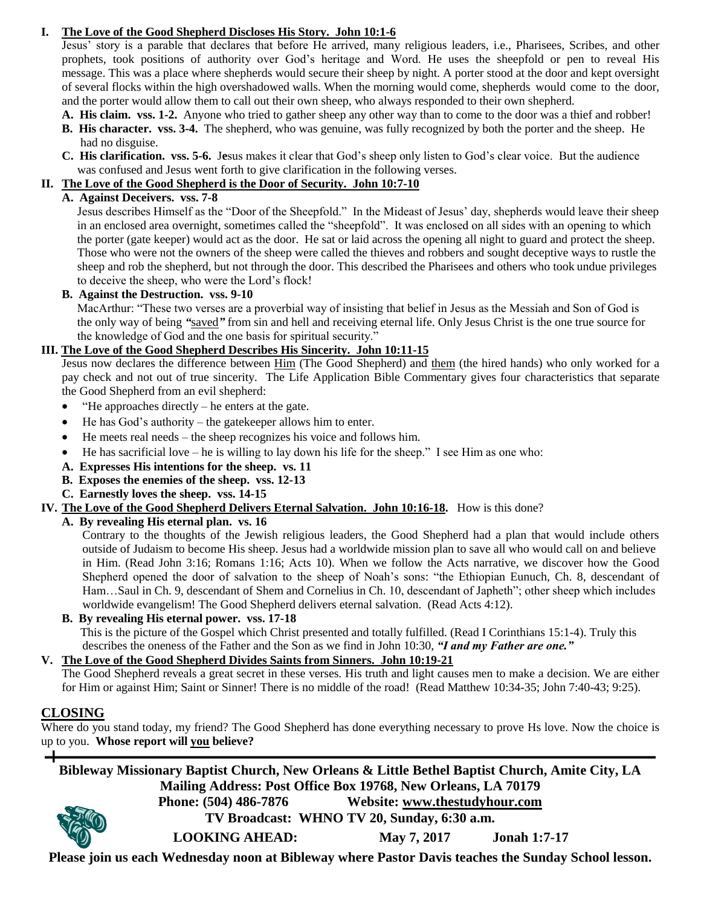## I. The Love of the Good Shepherd Discloses His Story. John 10:1-6

Jesus' story is a parable that declares that before He arrived, many religious leaders, i.e., Pharisees, Scribes, and other prophets, took positions of authority over God's heritage and Word. He uses the sheepfold or pen to reveal His message. This was a place where shepherds would secure their sheep by night. A porter stood at the door and kept oversight of several flocks within the high overshadowed walls. When the morning would come, shepherds would come to the door, and the porter would allow them to call out their own sheep, who always responded to their own shepherd.

**A. His claim. vss. 1-2.** Anyone who tried to gather sheep any other way than to come to the door was a thief and robber!

**B. His character. vss. 3-4.** The shepherd, who was genuine, was fully recognized by both the porter and the sheep. He had no disguise.

**C. His clarification. vss. 5-6.** Jesus makes it clear that God's sheep only listen to God's clear voice. But the audience was confused and Jesus went forth to give clarification in the following verses.

## II. The Love of the Good Shepherd is the Door of Security. John 10:7-10

**A. Against Deceivers. vss. 7-8**

Jesus describes Himself as the "Door of the Sheepfold." In the Mideast of Jesus' day, shepherds would leave their sheep in an enclosed area overnight, sometimes called the "sheepfold". It was enclosed on all sides with an opening to which the porter (gate keeper) would act as the door. He sat or laid across the opening all night to guard and protect the sheep. Those who were not the owners of the sheep were called the thieves and robbers and sought deceptive ways to rustle the sheep and rob the shepherd, but not through the door. This described the Pharisees and others who took undue privileges to deceive the sheep, who were the Lord's flock!

**B. Against the Destruction. vss. 9-10**

MacArthur: "These two verses are a proverbial way of insisting that belief in Jesus as the Messiah and Son of God is the only way of being ***"***saved***"*** from sin and hell and receiving eternal life. Only Jesus Christ is the one true source for the knowledge of God and the one basis for spiritual security."

## III. The Love of the Good Shepherd Describes His Sincerity. John 10:11-15

Jesus now declares the difference between Him (The Good Shepherd) and them (the hired hands) who only worked for a pay check and not out of true sincerity. The Life Application Bible Commentary gives four characteristics that separate the Good Shepherd from an evil shepherd:

- "He approaches directly – he enters at the gate.
- He has God's authority – the gatekeeper allows him to enter.
- He meets real needs – the sheep recognizes his voice and follows him.
- He has sacrificial love – he is willing to lay down his life for the sheep." I see Him as one who:

**A. Expresses His intentions for the sheep. vs. 11**

**B. Exposes the enemies of the sheep. vss. 12-13**

**C. Earnestly loves the sheep. vss. 14-15**

## IV. The Love of the Good Shepherd Delivers Eternal Salvation. John 10:16-18. How is this done?

**A. By revealing His eternal plan. vs. 16**

Contrary to the thoughts of the Jewish religious leaders, the Good Shepherd had a plan that would include others outside of Judaism to become His sheep. Jesus had a worldwide mission plan to save all who would call on and believe in Him. (Read John 3:16; Romans 1:16; Acts 10). When we follow the Acts narrative, we discover how the Good Shepherd opened the door of salvation to the sheep of Noah's sons: "the Ethiopian Eunuch, Ch. 8, descendant of Ham…Saul in Ch. 9, descendant of Shem and Cornelius in Ch. 10, descendant of Japheth"; other sheep which includes worldwide evangelism! The Good Shepherd delivers eternal salvation. (Read Acts 4:12).

**B. By revealing His eternal power. vss. 17-18**

This is the picture of the Gospel which Christ presented and totally fulfilled. (Read I Corinthians 15:1-4). Truly this describes the oneness of the Father and the Son as we find in John 10:30, ***"I and my Father are one."***

## V. The Love of the Good Shepherd Divides Saints from Sinners. John 10:19-21

The Good Shepherd reveals a great secret in these verses. His truth and light causes men to make a decision. We are either for Him or against Him; Saint or Sinner! There is no middle of the road! (Read Matthew 10:34-35; John 7:40-43; 9:25).

## CLOSING

Where do you stand today, my friend? The Good Shepherd has done everything necessary to prove Hs love. Now the choice is up to you. **Whose report will you believe?**

---

**Bibleway Missionary Baptist Church, New Orleans & Little Bethel Baptist Church, Amite City, LA**
**Mailing Address: Post Office Box 19768, New Orleans, LA 70179**
**Phone: (504) 486-7876 Website: www.thestudyhour.com**
**TV Broadcast: WHNO TV 20, Sunday, 6:30 a.m.**
**LOOKING AHEAD: May 7, 2017 Jonah 1:7-17**

**Please join us each Wednesday noon at Bibleway where Pastor Davis teaches the Sunday School lesson.**